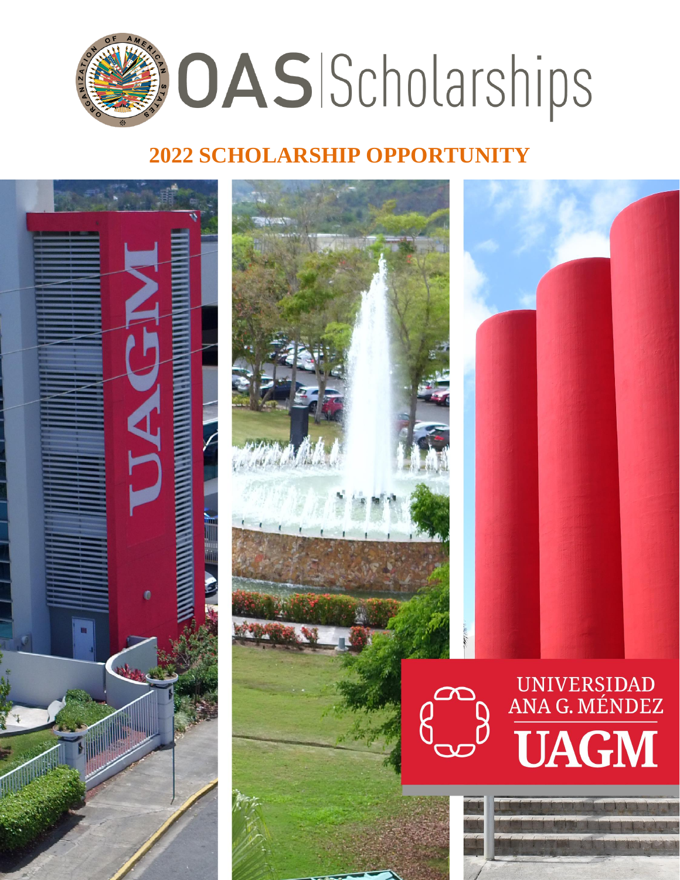# OAS | Scholarships

## 2022 SCHOLARSHIP OPPORTUNITY

UNIVERSIDAD ANA G. MÉNDEZ

UAGM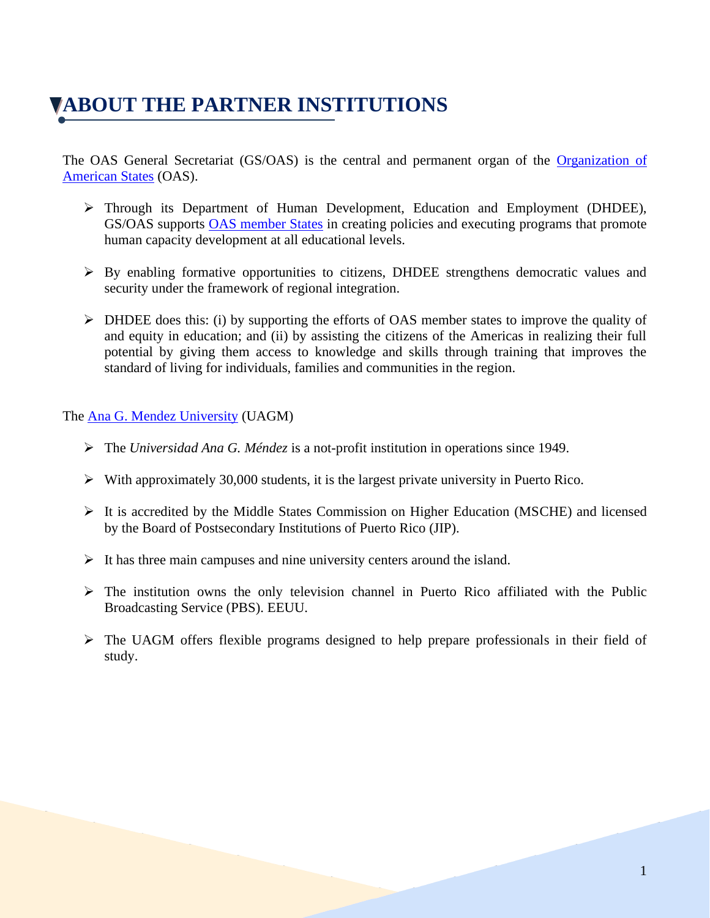# ABOUT THE PARTNER INSTITUTIONS

The OAS General Secretariat (GS/OAS) is the central and permanent organ of the Organization of American States (OAS).

- Through its Department of Human Development, Education and Employment (DHDEE), GS/OAS supports OAS member States in creating policies and executing programs that promote human capacity development at all educational levels.
- By enabling formative opportunities to citizens, DHDEE strengthens democratic values and security under the framework of regional integration.
- DHDEE does this: (i) by supporting the efforts of OAS member states to improve the quality of and equity in education; and (ii) by assisting the citizens of the Americas in realizing their full potential by giving them access to knowledge and skills through training that improves the standard of living for individuals, families and communities in the region.

The Ana G. Mendez University (UAGM)

- The *Universidad Ana G. Méndez* is a not-profit institution in operations since 1949.
- With approximately 30,000 students, it is the largest private university in Puerto Rico.
- It is accredited by the Middle States Commission on Higher Education (MSCHE) and licensed by the Board of Postsecondary Institutions of Puerto Rico (JIP).
- It has three main campuses and nine university centers around the island.
- The institution owns the only television channel in Puerto Rico affiliated with the Public Broadcasting Service (PBS). EEUU.
- The UAGM offers flexible programs designed to help prepare professionals in their field of study.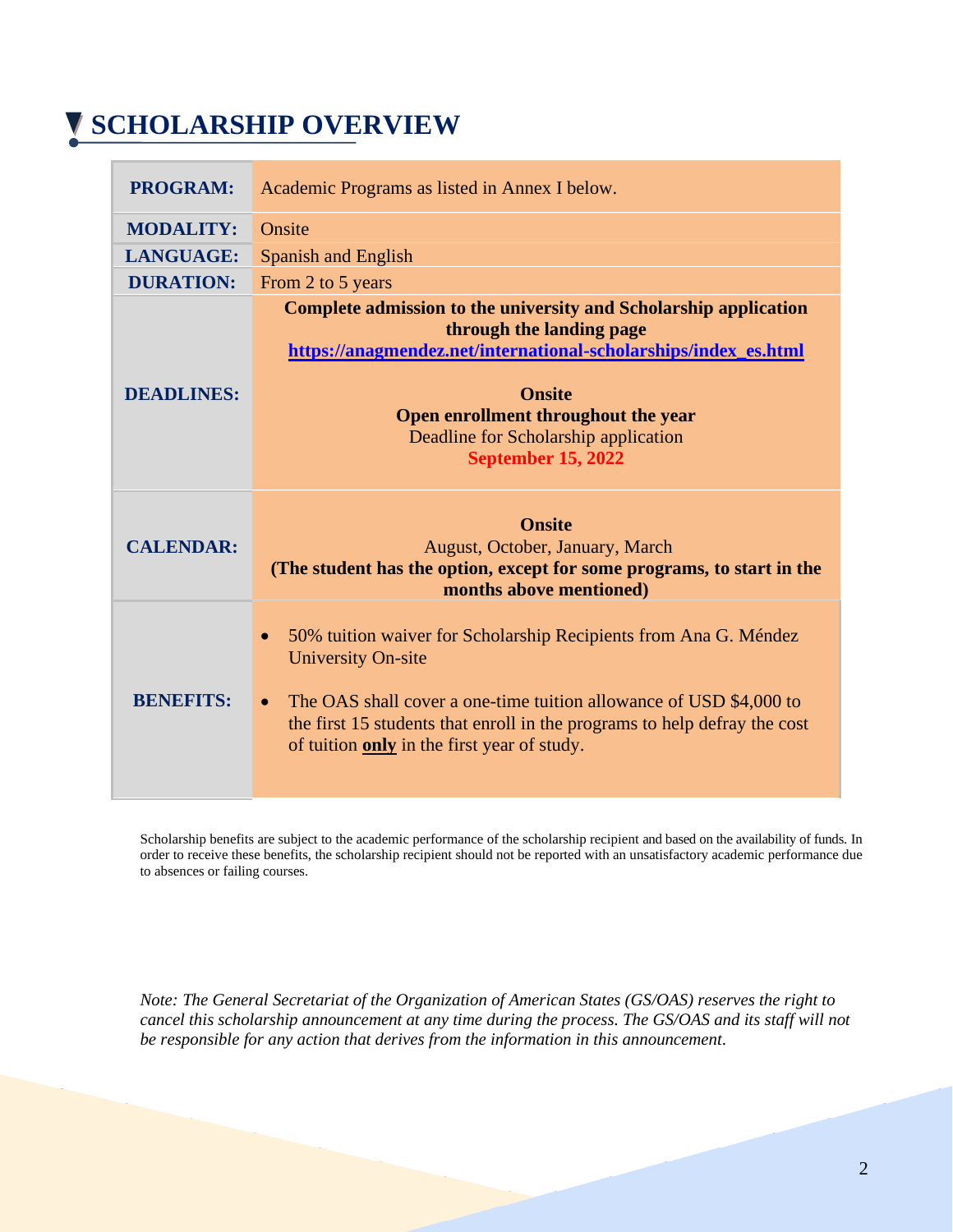# SCHOLARSHIP OVERVIEW

| | |
|---|---|
| **PROGRAM:** | Academic Programs as listed in Annex I below. |
| **MODALITY:** | Onsite |
| **LANGUAGE:** | Spanish and English |
| **DURATION:** | From 2 to 5 years |
| **DEADLINES:** | **Complete admission to the university and Scholarship application through the landing page** **https://anagmendez.net/international-scholarships/index_es.html** <br><br> **Onsite** <br> **Open enrollment throughout the year** <br> Deadline for Scholarship application <br> **September 15, 2022** |
| **CALENDAR:** | **Onsite** <br> August, October, January, March <br> **(The student has the option, except for some programs, to start in the months above mentioned)** |
| **BENEFITS:** | • 50% tuition waiver for Scholarship Recipients from Ana G. Méndez University On-site <br> • The OAS shall cover a one-time tuition allowance of USD $4,000 to the first 15 students that enroll in the programs to help defray the cost of tuition **only** in the first year of study. |

Scholarship benefits are subject to the academic performance of the scholarship recipient and based on the availability of funds. In order to receive these benefits, the scholarship recipient should not be reported with an unsatisfactory academic performance due to absences or failing courses.

*Note: The General Secretariat of the Organization of American States (GS/OAS) reserves the right to cancel this scholarship announcement at any time during the process. The GS/OAS and its staff will not be responsible for any action that derives from the information in this announcement.*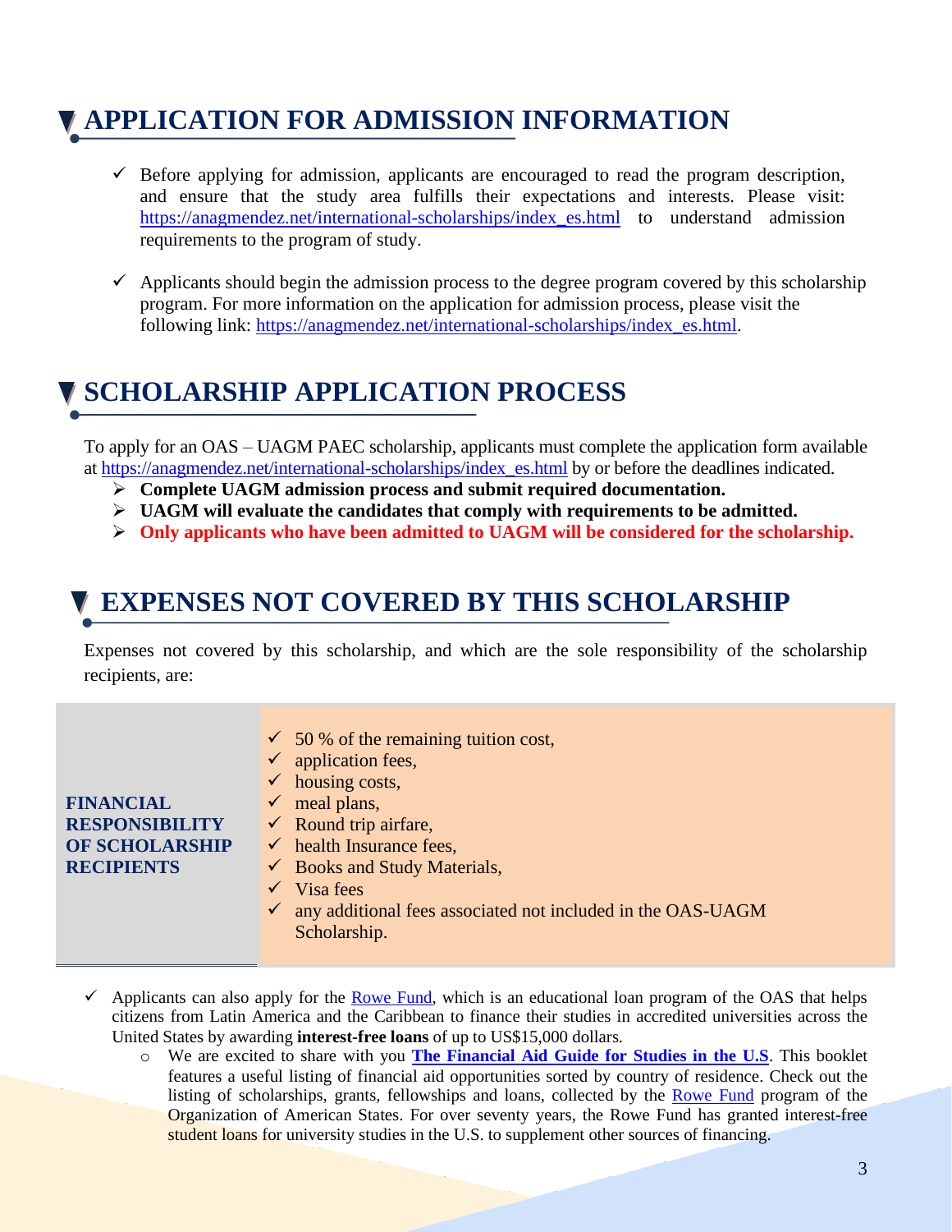## APPLICATION FOR ADMISSION INFORMATION

- ✓ Before applying for admission, applicants are encouraged to read the program description, and ensure that the study area fulfills their expectations and interests. Please visit: [https://anagmendez.net/international-scholarships/index_es.html](https://anagmendez.net/international-scholarships/index_es.html) to understand admission requirements to the program of study.

- ✓ Applicants should begin the admission process to the degree program covered by this scholarship program. For more information on the application for admission process, please visit the following link: [https://anagmendez.net/international-scholarships/index_es.html](https://anagmendez.net/international-scholarships/index_es.html).

## SCHOLARSHIP APPLICATION PROCESS

To apply for an OAS – UAGM PAEC scholarship, applicants must complete the application form available at [https://anagmendez.net/international-scholarships/index_es.html](https://anagmendez.net/international-scholarships/index_es.html) by or before the deadlines indicated.

- **Complete UAGM admission process and submit required documentation.**
- **UAGM will evaluate the candidates that comply with requirements to be admitted.**
- **Only applicants who have been admitted to UAGM will be considered for the scholarship.**

## EXPENSES NOT COVERED BY THIS SCHOLARSHIP

Expenses not covered by this scholarship, and which are the sole responsibility of the scholarship recipients, are:

| | |
|---|---|
| **FINANCIAL RESPONSIBILITY OF SCHOLARSHIP RECIPIENTS** | ✓ 50 % of the remaining tuition cost,<br>✓ application fees,<br>✓ housing costs,<br>✓ meal plans,<br>✓ Round trip airfare,<br>✓ health Insurance fees,<br>✓ Books and Study Materials,<br>✓ Visa fees<br>✓ any additional fees associated not included in the OAS-UAGM Scholarship. |

- ✓ Applicants can also apply for the [Rowe Fund](), which is an educational loan program of the OAS that helps citizens from Latin America and the Caribbean to finance their studies in accredited universities across the United States by awarding **interest-free loans** of up to US$15,000 dollars.
  - We are excited to share with you **[The Financial Aid Guide for Studies in the U.S]()**. This booklet features a useful listing of financial aid opportunities sorted by country of residence. Check out the listing of scholarships, grants, fellowships and loans, collected by the [Rowe Fund]() program of the Organization of American States. For over seventy years, the Rowe Fund has granted interest-free student loans for university studies in the U.S. to supplement other sources of financing.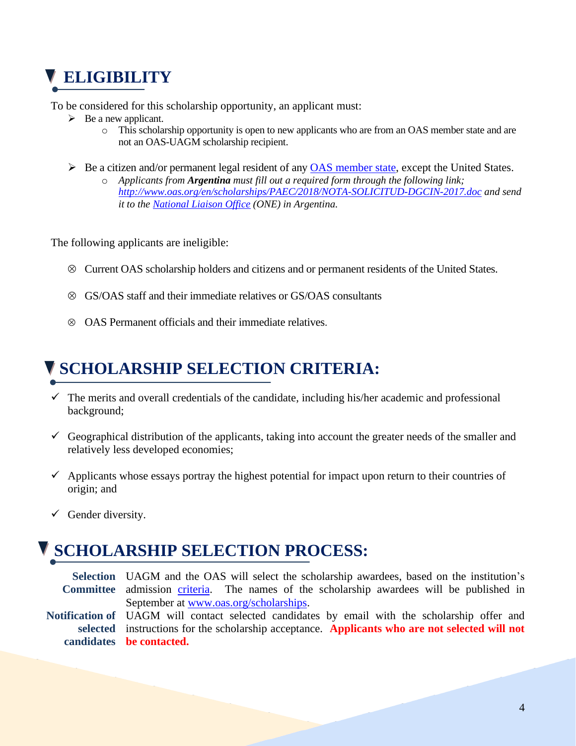## ELIGIBILITY

To be considered for this scholarship opportunity, an applicant must:

- Be a new applicant.
  - This scholarship opportunity is open to new applicants who are from an OAS member state and are not an OAS-UAGM scholarship recipient.
- Be a citizen and/or permanent legal resident of any [OAS member state](), except the United States.
  - *Applicants from **Argentina** must fill out a required form through the following link; [http://www.oas.org/en/scholarships/PAEC/2018/NOTA-SOLICITUD-DGCIN-2017.doc](http://www.oas.org/en/scholarships/PAEC/2018/NOTA-SOLICITUD-DGCIN-2017.doc) and send it to the [National Liaison Office]() (ONE) in Argentina.*

The following applicants are ineligible:

- ⊗ Current OAS scholarship holders and citizens and or permanent residents of the United States.
- ⊗ GS/OAS staff and their immediate relatives or GS/OAS consultants
- ⊗ OAS Permanent officials and their immediate relatives.

## SCHOLARSHIP SELECTION CRITERIA:

- ✓ The merits and overall credentials of the candidate, including his/her academic and professional background;
- ✓ Geographical distribution of the applicants, taking into account the greater needs of the smaller and relatively less developed economies;
- ✓ Applicants whose essays portray the highest potential for impact upon return to their countries of origin; and
- ✓ Gender diversity.

## SCHOLARSHIP SELECTION PROCESS:

**Selection Committee** UAGM and the OAS will select the scholarship awardees, based on the institution's admission [criteria](). The names of the scholarship awardees will be published in September at [www.oas.org/scholarships](http://www.oas.org/scholarships).

**Notification of selected candidates** UAGM will contact selected candidates by email with the scholarship offer and instructions for the scholarship acceptance. **Applicants who are not selected will not be contacted.**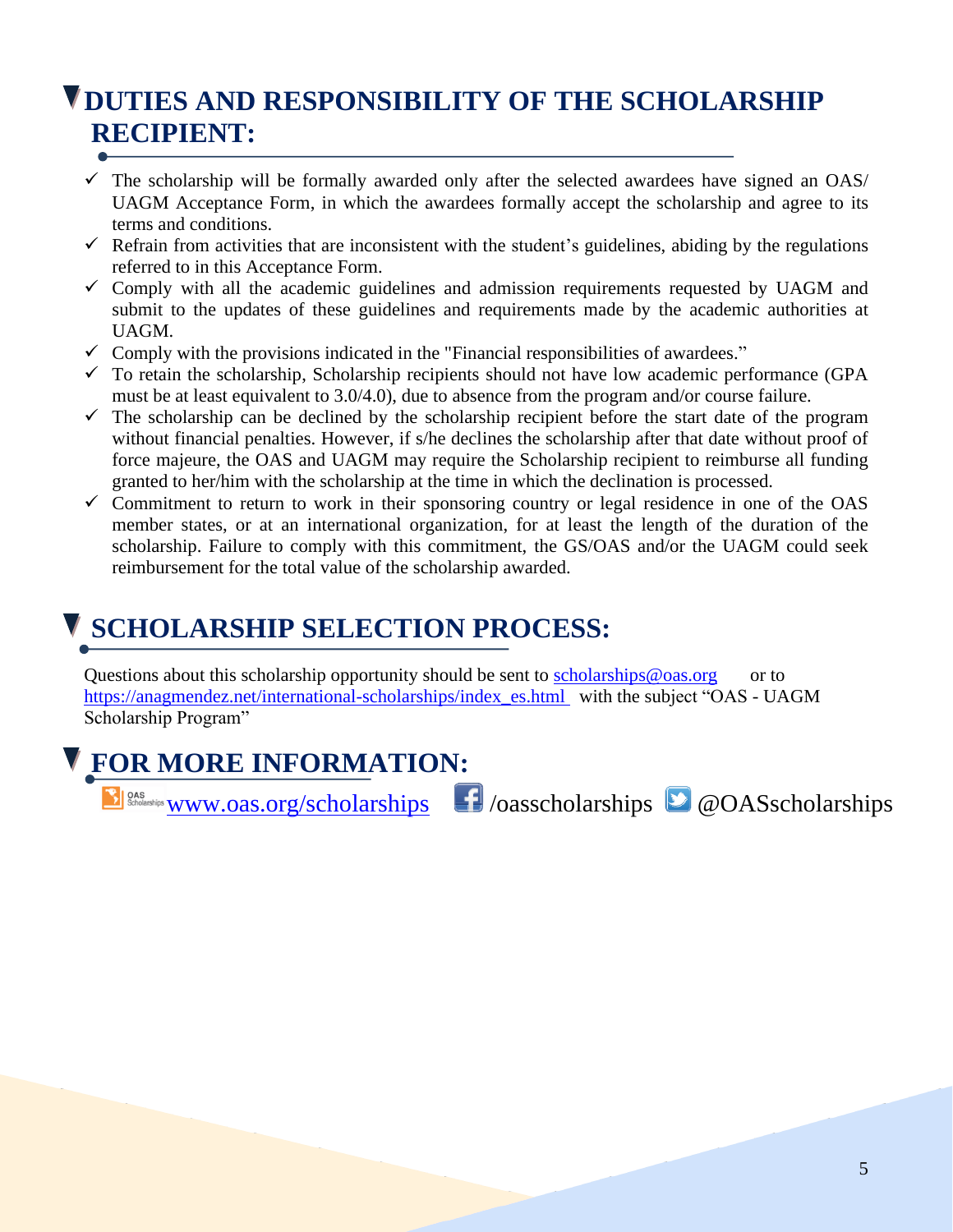## DUTIES AND RESPONSIBILITY OF THE SCHOLARSHIP RECIPIENT:

- ✓ The scholarship will be formally awarded only after the selected awardees have signed an OAS/ UAGM Acceptance Form, in which the awardees formally accept the scholarship and agree to its terms and conditions.
- ✓ Refrain from activities that are inconsistent with the student's guidelines, abiding by the regulations referred to in this Acceptance Form.
- ✓ Comply with all the academic guidelines and admission requirements requested by UAGM and submit to the updates of these guidelines and requirements made by the academic authorities at UAGM.
- ✓ Comply with the provisions indicated in the "Financial responsibilities of awardees."
- ✓ To retain the scholarship, Scholarship recipients should not have low academic performance (GPA must be at least equivalent to 3.0/4.0), due to absence from the program and/or course failure.
- ✓ The scholarship can be declined by the scholarship recipient before the start date of the program without financial penalties. However, if s/he declines the scholarship after that date without proof of force majeure, the OAS and UAGM may require the Scholarship recipient to reimburse all funding granted to her/him with the scholarship at the time in which the declination is processed.
- ✓ Commitment to return to work in their sponsoring country or legal residence in one of the OAS member states, or at an international organization, for at least the length of the duration of the scholarship. Failure to comply with this commitment, the GS/OAS and/or the UAGM could seek reimbursement for the total value of the scholarship awarded.

## SCHOLARSHIP SELECTION PROCESS:

Questions about this scholarship opportunity should be sent to scholarships@oas.org or to https://anagmendez.net/international-scholarships/index_es.html with the subject "OAS - UAGM Scholarship Program"

## FOR MORE INFORMATION:

OAS Scholarships www.oas.org/scholarships /oasscholarships @OASscholarships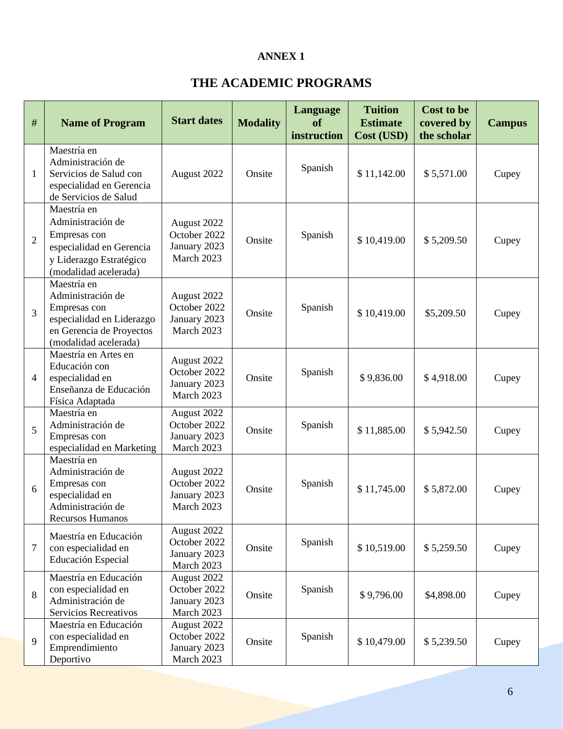**ANNEX 1**

## THE ACADEMIC PROGRAMS

| # | Name of Program | Start dates | Modality | Language of instruction | Tuition Estimate Cost (USD) | Cost to be covered by the scholar | Campus |
|---|---|---|---|---|---|---|---|
| 1 | Maestría en Administración de Servicios de Salud con especialidad en Gerencia de Servicios de Salud | August 2022 | Onsite | Spanish | $ 11,142.00 | $ 5,571.00 | Cupey |
| 2 | Maestría en Administración de Empresas con especialidad en Gerencia y Liderazgo Estratégico (modalidad acelerada) | August 2022<br>October 2022<br>January 2023<br>March 2023 | Onsite | Spanish | $ 10,419.00 | $ 5,209.50 | Cupey |
| 3 | Maestría en Administración de Empresas con especialidad en Liderazgo en Gerencia de Proyectos (modalidad acelerada) | August 2022<br>October 2022<br>January 2023<br>March 2023 | Onsite | Spanish | $ 10,419.00 | $5,209.50 | Cupey |
| 4 | Maestría en Artes en Educación con especialidad en Enseñanza de Educación Física Adaptada | August 2022<br>October 2022<br>January 2023<br>March 2023 | Onsite | Spanish | $ 9,836.00 | $ 4,918.00 | Cupey |
| 5 | Maestría en Administración de Empresas con especialidad en Marketing | August 2022<br>October 2022<br>January 2023<br>March 2023 | Onsite | Spanish | $ 11,885.00 | $ 5,942.50 | Cupey |
| 6 | Maestría en Administración de Empresas con especialidad en Administración de Recursos Humanos | August 2022<br>October 2022<br>January 2023<br>March 2023 | Onsite | Spanish | $ 11,745.00 | $ 5,872.00 | Cupey |
| 7 | Maestría en Educación con especialidad en Educación Especial | August 2022<br>October 2022<br>January 2023<br>March 2023 | Onsite | Spanish | $ 10,519.00 | $ 5,259.50 | Cupey |
| 8 | Maestría en Educación con especialidad en Administración de Servicios Recreativos | August 2022<br>October 2022<br>January 2023<br>March 2023 | Onsite | Spanish | $ 9,796.00 | $4,898.00 | Cupey |
| 9 | Maestría en Educación con especialidad en Emprendimiento Deportivo | August 2022<br>October 2022<br>January 2023<br>March 2023 | Onsite | Spanish | $ 10,479.00 | $ 5,239.50 | Cupey |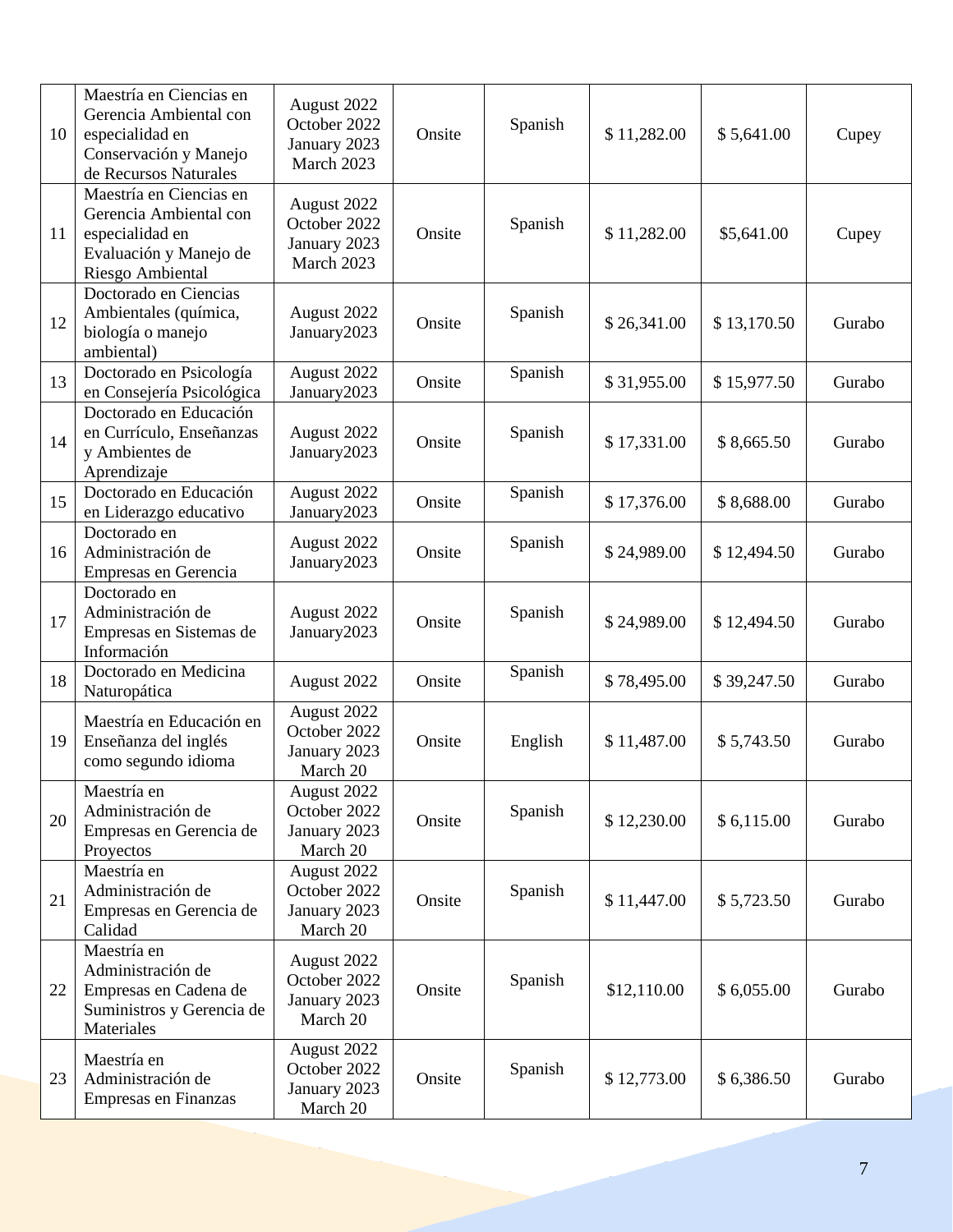| | | | | | | | |
|---|---|---|---|---|---|---|---|
| 10 | Maestría en Ciencias en Gerencia Ambiental con especialidad en Conservación y Manejo de Recursos Naturales | August 2022 October 2022 January 2023 March 2023 | Onsite | Spanish | $ 11,282.00 | $ 5,641.00 | Cupey |
| 11 | Maestría en Ciencias en Gerencia Ambiental con especialidad en Evaluación y Manejo de Riesgo Ambiental | August 2022 October 2022 January 2023 March 2023 | Onsite | Spanish | $ 11,282.00 | $5,641.00 | Cupey |
| 12 | Doctorado en Ciencias Ambientales (química, biología o manejo ambiental) | August 2022 January2023 | Onsite | Spanish | $ 26,341.00 | $ 13,170.50 | Gurabo |
| 13 | Doctorado en Psicología en Consejería Psicológica | August 2022 January2023 | Onsite | Spanish | $ 31,955.00 | $ 15,977.50 | Gurabo |
| 14 | Doctorado en Educación en Currículo, Enseñanzas y Ambientes de Aprendizaje | August 2022 January2023 | Onsite | Spanish | $ 17,331.00 | $ 8,665.50 | Gurabo |
| 15 | Doctorado en Educación en Liderazgo educativo | August 2022 January2023 | Onsite | Spanish | $ 17,376.00 | $ 8,688.00 | Gurabo |
| 16 | Doctorado en Administración de Empresas en Gerencia | August 2022 January2023 | Onsite | Spanish | $ 24,989.00 | $ 12,494.50 | Gurabo |
| 17 | Doctorado en Administración de Empresas en Sistemas de Información | August 2022 January2023 | Onsite | Spanish | $ 24,989.00 | $ 12,494.50 | Gurabo |
| 18 | Doctorado en Medicina Naturopática | August 2022 | Onsite | Spanish | $ 78,495.00 | $ 39,247.50 | Gurabo |
| 19 | Maestría en Educación en Enseñanza del inglés como segundo idioma | August 2022 October 2022 January 2023 March 20 | Onsite | English | $ 11,487.00 | $ 5,743.50 | Gurabo |
| 20 | Maestría en Administración de Empresas en Gerencia de Proyectos | August 2022 October 2022 January 2023 March 20 | Onsite | Spanish | $ 12,230.00 | $ 6,115.00 | Gurabo |
| 21 | Maestría en Administración de Empresas en Gerencia de Calidad | August 2022 October 2022 January 2023 March 20 | Onsite | Spanish | $ 11,447.00 | $ 5,723.50 | Gurabo |
| 22 | Maestría en Administración de Empresas en Cadena de Suministros y Gerencia de Materiales | August 2022 October 2022 January 2023 March 20 | Onsite | Spanish | $12,110.00 | $ 6,055.00 | Gurabo |
| 23 | Maestría en Administración de Empresas en Finanzas | August 2022 October 2022 January 2023 March 20 | Onsite | Spanish | $ 12,773.00 | $ 6,386.50 | Gurabo |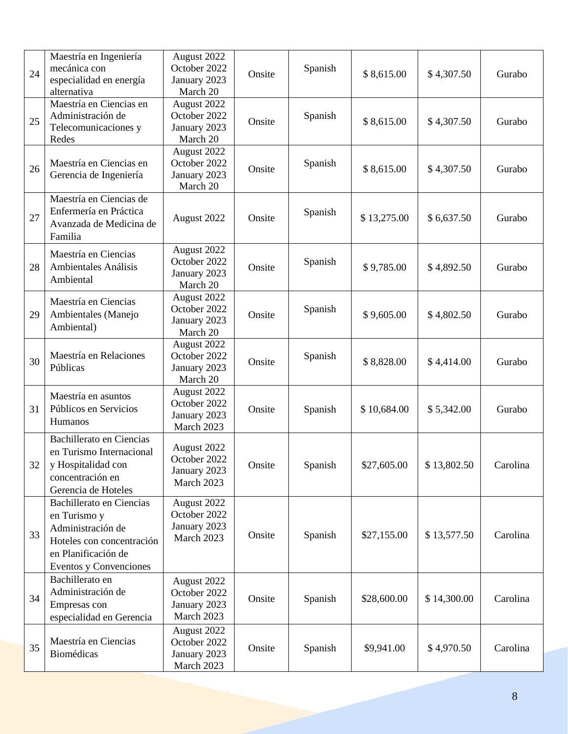| | | | | | | | |
|---|---|---|---|---|---|---|---|
| 24 | Maestría en Ingeniería mecánica con especialidad en energía alternativa | August 2022 October 2022 January 2023 March 20 | Onsite | Spanish | $ 8,615.00 | $ 4,307.50 | Gurabo |
| 25 | Maestría en Ciencias en Administración de Telecomunicaciones y Redes | August 2022 October 2022 January 2023 March 20 | Onsite | Spanish | $ 8,615.00 | $ 4,307.50 | Gurabo |
| 26 | Maestría en Ciencias en Gerencia de Ingeniería | August 2022 October 2022 January 2023 March 20 | Onsite | Spanish | $ 8,615.00 | $ 4,307.50 | Gurabo |
| 27 | Maestría en Ciencias de Enfermería en Práctica Avanzada de Medicina de Familia | August 2022 | Onsite | Spanish | $ 13,275.00 | $ 6,637.50 | Gurabo |
| 28 | Maestría en Ciencias Ambientales Análisis Ambiental | August 2022 October 2022 January 2023 March 20 | Onsite | Spanish | $ 9,785.00 | $ 4,892.50 | Gurabo |
| 29 | Maestría en Ciencias Ambientales (Manejo Ambiental) | August 2022 October 2022 January 2023 March 20 | Onsite | Spanish | $ 9,605.00 | $ 4,802.50 | Gurabo |
| 30 | Maestría en Relaciones Públicas | August 2022 October 2022 January 2023 March 20 | Onsite | Spanish | $ 8,828.00 | $ 4,414.00 | Gurabo |
| 31 | Maestría en asuntos Públicos en Servicios Humanos | August 2022 October 2022 January 2023 March 2023 | Onsite | Spanish | $ 10,684.00 | $ 5,342.00 | Gurabo |
| 32 | Bachillerato en Ciencias en Turismo Internacional y Hospitalidad con concentración en Gerencia de Hoteles | August 2022 October 2022 January 2023 March 2023 | Onsite | Spanish | $27,605.00 | $ 13,802.50 | Carolina |
| 33 | Bachillerato en Ciencias en Turismo y Administración de Hoteles con concentración en Planificación de Eventos y Convenciones | August 2022 October 2022 January 2023 March 2023 | Onsite | Spanish | $27,155.00 | $ 13,577.50 | Carolina |
| 34 | Bachillerato en Administración de Empresas con especialidad en Gerencia | August 2022 October 2022 January 2023 March 2023 | Onsite | Spanish | $28,600.00 | $ 14,300.00 | Carolina |
| 35 | Maestría en Ciencias Biomédicas | August 2022 October 2022 January 2023 March 2023 | Onsite | Spanish | $9,941.00 | $ 4,970.50 | Carolina |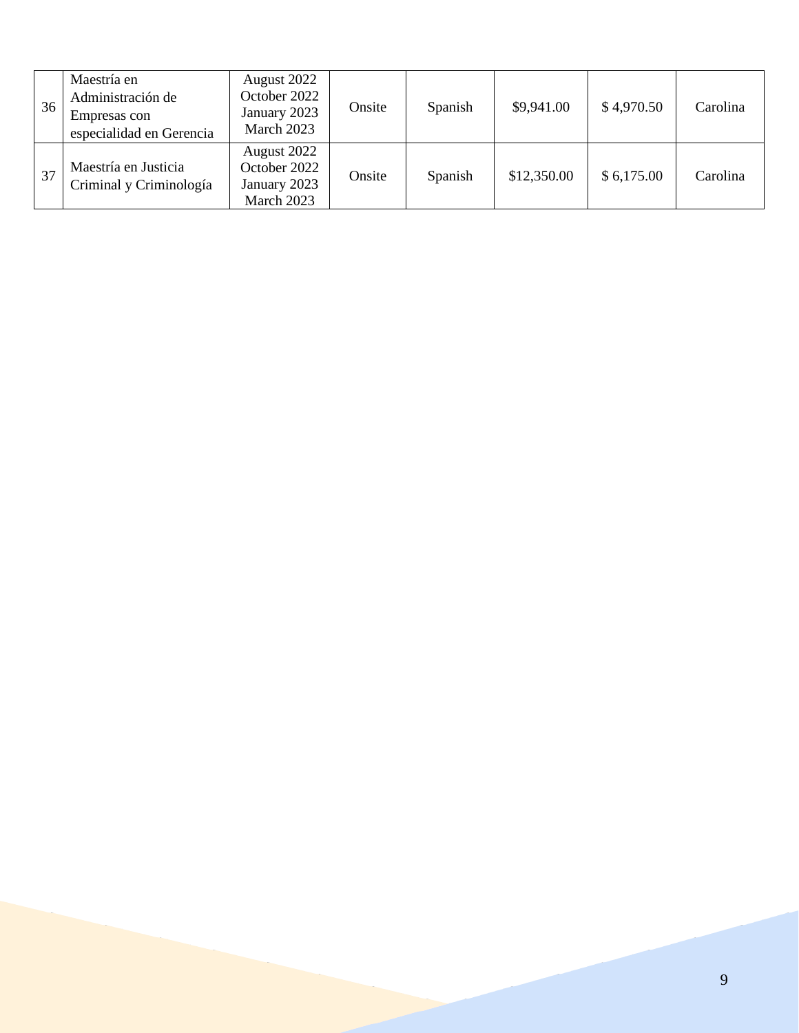| | | | | | | | |
|---|---|---|---|---|---|---|---|
| 36 | Maestría en Administración de Empresas con especialidad en Gerencia | August 2022<br>October 2022<br>January 2023<br>March 2023 | Onsite | Spanish | $9,941.00 | $ 4,970.50 | Carolina |
| 37 | Maestría en Justicia Criminal y Criminología | August 2022<br>October 2022<br>January 2023<br>March 2023 | Onsite | Spanish | $12,350.00 | $ 6,175.00 | Carolina |